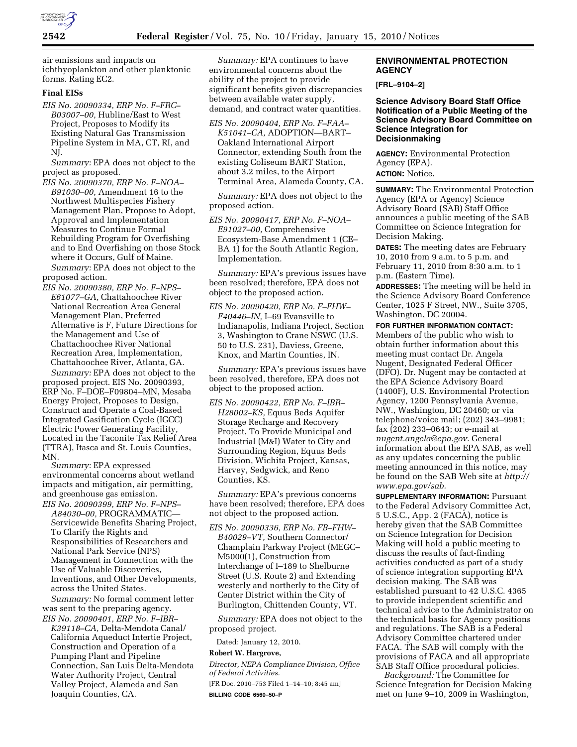air emissions and impacts on ichthyoplankton and other planktonic forms. Rating EC2.

### Final EISs

*EIS No. 20090334, ERP No. F–FRC–B03007–00,* Hubline/East to West Project, Proposes to Modify its Existing Natural Gas Transmission Pipeline System in MA, CT, RI, and NJ.

*Summary:* EPA does not object to the project as proposed.

*EIS No. 20090370, ERP No. F–NOA–B91030–00,* Amendment 16 to the Northwest Multispecies Fishery Management Plan, Propose to Adopt, Approval and Implementation Measures to Continue Formal Rebuilding Program for Overfishing and to End Overfishing on those Stock where it Occurs, Gulf of Maine.

*Summary:* EPA does not object to the proposed action.

*EIS No. 20090380, ERP No. F–NPS–E61077–GA,* Chattahoochee River National Recreation Area General Management Plan, Preferred Alternative is F, Future Directions for the Management and Use of Chattachoochee River National Recreation Area, Implementation, Chattahoochee River, Atlanta, GA.

*Summary:* EPA does not object to the proposed project. EIS No. 20090393, ERP No. F–DOE–F09804–MN, Mesaba Energy Project, Proposes to Design, Construct and Operate a Coal-Based Integrated Gasification Cycle (IGCC) Electric Power Generating Facility, Located in the Taconite Tax Relief Area (TTRA), Itasca and St. Louis Counties, MN.

*Summary:* EPA expressed environmental concerns about wetland impacts and mitigation, air permitting, and greenhouse gas emission.

*EIS No. 20090399, ERP No. F–NPS–A84030–00,* PROGRAMMATIC—Servicewide Benefits Sharing Project, To Clarify the Rights and Responsibilities of Researchers and National Park Service (NPS) Management in Connection with the Use of Valuable Discoveries, Inventions, and Other Developments, across the United States.

*Summary:* No formal comment letter was sent to the preparing agency.

*EIS No. 20090401, ERP No. F–IBR–K39118–CA,* Delta-Mendota Canal/California Aqueduct Intertie Project, Construction and Operation of a Pumping Plant and Pipeline Connection, San Luis Delta-Mendota Water Authority Project, Central Valley Project, Alameda and San Joaquin Counties, CA.

*Summary:* EPA continues to have environmental concerns about the ability of the project to provide significant benefits given discrepancies between available water supply, demand, and contract water quantities.

*EIS No. 20090404, ERP No. F–FAA–K51041–CA,* ADOPTION—BART–Oakland International Airport Connector, extending South from the existing Coliseum BART Station, about 3.2 miles, to the Airport Terminal Area, Alameda County, CA.

*Summary:* EPA does not object to the proposed action.

*EIS No. 20090417, ERP No. F–NOA–E91027–00,* Comprehensive Ecosystem-Base Amendment 1 (CE–BA 1) for the South Atlantic Region, Implementation.

*Summary:* EPA's previous issues have been resolved; therefore, EPA does not object to the proposed action.

*EIS No. 20090420, ERP No. F–FHW–F40446–IN,* I–69 Evansville to Indianapolis, Indiana Project, Section 3, Washington to Crane NSWC (U.S. 50 to U.S. 231), Daviess, Greene, Knox, and Martin Counties, IN.

*Summary:* EPA's previous issues have been resolved, therefore, EPA does not object to the proposed action.

*EIS No. 20090422, ERP No. F–IBR–H28002–KS,* Equus Beds Aquifer Storage Recharge and Recovery Project, To Provide Municipal and Industrial (M&I) Water to City and Surrounding Region, Equus Beds Division, Wichita Project, Kansas, Harvey, Sedgwick, and Reno Counties, KS.

*Summary:* EPA's previous concerns have been resolved; therefore, EPA does not object to the proposed action.

*EIS No. 20090336, ERP No. FB–FHW–B40029–VT,* Southern Connector/Champlain Parkway Project (MEGC–M5000(1), Construction from Interchange of I–189 to Shelburne Street (U.S. Route 2) and Extending westerly and northerly to the City of Center District within the City of Burlington, Chittenden County, VT.

*Summary:* EPA does not object to the proposed project.

Dated: January 12, 2010.

**Robert W. Hargrove,**

*Director, NEPA Compliance Division, Office of Federal Activities.*

[FR Doc. 2010–753 Filed 1–14–10; 8:45 am]

**BILLING CODE 6560–50–P**

## ENVIRONMENTAL PROTECTION AGENCY

**[FRL–9104–2]**

### Science Advisory Board Staff Office Notification of a Public Meeting of the Science Advisory Board Committee on Science Integration for Decisionmaking

**AGENCY:** Environmental Protection Agency (EPA).

**ACTION:** Notice.

**SUMMARY:** The Environmental Protection Agency (EPA or Agency) Science Advisory Board (SAB) Staff Office announces a public meeting of the SAB Committee on Science Integration for Decision Making.

**DATES:** The meeting dates are February 10, 2010 from 9 a.m. to 5 p.m. and February 11, 2010 from 8:30 a.m. to 1 p.m. (Eastern Time).

**ADDRESSES:** The meeting will be held in the Science Advisory Board Conference Center, 1025 F Street, NW., Suite 3705, Washington, DC 20004.

**FOR FURTHER INFORMATION CONTACT:** Members of the public who wish to obtain further information about this meeting must contact Dr. Angela Nugent, Designated Federal Officer (DFO). Dr. Nugent may be contacted at the EPA Science Advisory Board (1400F), U.S. Environmental Protection Agency, 1200 Pennsylvania Avenue, NW., Washington, DC 20460; or via telephone/voice mail; (202) 343–9981; fax (202) 233–0643; or e-mail at *nugent.angela@epa.gov.* General information about the EPA SAB, as well as any updates concerning the public meeting announced in this notice, may be found on the SAB Web site at *http://www.epa.gov/sab.*

**SUPPLEMENTARY INFORMATION:** Pursuant to the Federal Advisory Committee Act, 5 U.S.C., App. 2 (FACA), notice is hereby given that the SAB Committee on Science Integration for Decision Making will hold a public meeting to discuss the results of fact-finding activities conducted as part of a study of science integration supporting EPA decision making. The SAB was established pursuant to 42 U.S.C. 4365 to provide independent scientific and technical advice to the Administrator on the technical basis for Agency positions and regulations. The SAB is a Federal Advisory Committee chartered under FACA. The SAB will comply with the provisions of FACA and all appropriate SAB Staff Office procedural policies.

*Background:* The Committee for Science Integration for Decision Making met on June 9–10, 2009 in Washington,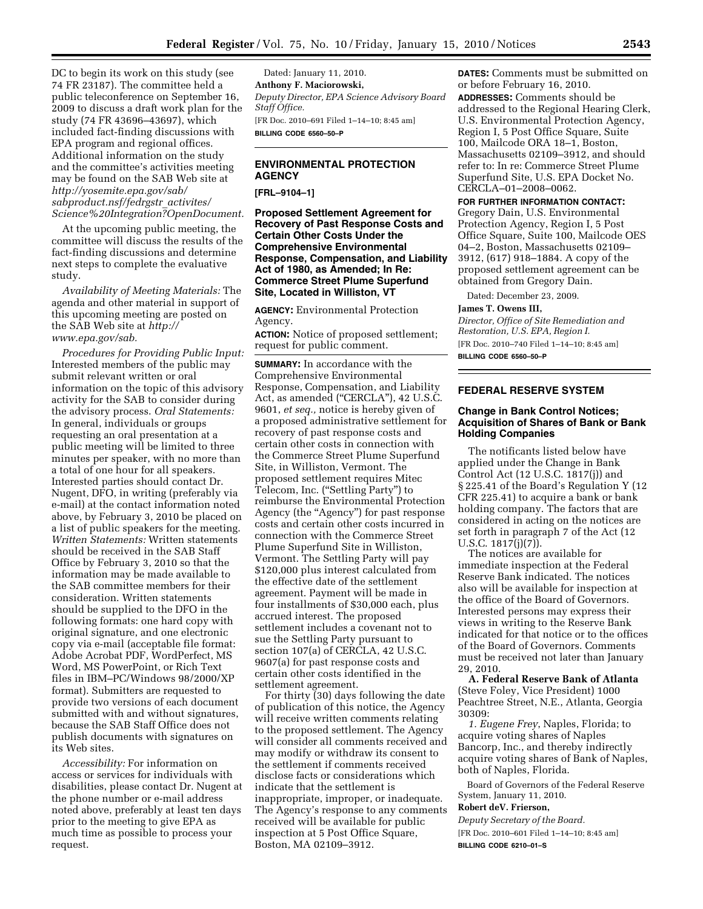DC to begin its work on this study (see 74 FR 23187). The committee held a public teleconference on September 16, 2009 to discuss a draft work plan for the study (74 FR 43696–43697), which included fact-finding discussions with EPA program and regional offices. Additional information on the study and the committee's activities meeting may be found on the SAB Web site at *http://yosemite.epa.gov/sab/sabproduct.nsf/fedrgstr_activites/Science%20Integration?OpenDocument.*

At the upcoming public meeting, the committee will discuss the results of the fact-finding discussions and determine next steps to complete the evaluative study.

*Availability of Meeting Materials:* The agenda and other material in support of this upcoming meeting are posted on the SAB Web site at *http://www.epa.gov/sab.*

*Procedures for Providing Public Input:* Interested members of the public may submit relevant written or oral information on the topic of this advisory activity for the SAB to consider during the advisory process. *Oral Statements:* In general, individuals or groups requesting an oral presentation at a public meeting will be limited to three minutes per speaker, with no more than a total of one hour for all speakers. Interested parties should contact Dr. Nugent, DFO, in writing (preferably via e-mail) at the contact information noted above, by February 3, 2010 be placed on a list of public speakers for the meeting. *Written Statements:* Written statements should be received in the SAB Staff Office by February 3, 2010 so that the information may be made available to the SAB committee members for their consideration. Written statements should be supplied to the DFO in the following formats: one hard copy with original signature, and one electronic copy via e-mail (acceptable file format: Adobe Acrobat PDF, WordPerfect, MS Word, MS PowerPoint, or Rich Text files in IBM–PC/Windows 98/2000/XP format). Submitters are requested to provide two versions of each document submitted with and without signatures, because the SAB Staff Office does not publish documents with signatures on its Web sites.

*Accessibility:* For information on access or services for individuals with disabilities, please contact Dr. Nugent at the phone number or e-mail address noted above, preferably at least ten days prior to the meeting to give EPA as much time as possible to process your request.

Dated: January 11, 2010.

**Anthony F. Maciorowski,**

*Deputy Director, EPA Science Advisory Board Staff Office.*

[FR Doc. 2010–691 Filed 1–14–10; 8:45 am]

**BILLING CODE 6560–50–P**

## ENVIRONMENTAL PROTECTION AGENCY

**[FRL–9104–1]**

### Proposed Settlement Agreement for Recovery of Past Response Costs and Certain Other Costs Under the Comprehensive Environmental Response, Compensation, and Liability Act of 1980, as Amended; In Re: Commerce Street Plume Superfund Site, Located in Williston, VT

**AGENCY:** Environmental Protection Agency.

**ACTION:** Notice of proposed settlement; request for public comment.

**SUMMARY:** In accordance with the Comprehensive Environmental Response, Compensation, and Liability Act, as amended ("CERCLA"), 42 U.S.C. 9601, *et seq.,* notice is hereby given of a proposed administrative settlement for recovery of past response costs and certain other costs in connection with the Commerce Street Plume Superfund Site, in Williston, Vermont. The proposed settlement requires Mitec Telecom, Inc. ("Settling Party") to reimburse the Environmental Protection Agency (the "Agency") for past response costs and certain other costs incurred in connection with the Commerce Street Plume Superfund Site in Williston, Vermont. The Settling Party will pay $120,000 plus interest calculated from the effective date of the settlement agreement. Payment will be made in four installments of $30,000 each, plus accrued interest. The proposed settlement includes a covenant not to sue the Settling Party pursuant to section 107(a) of CERCLA, 42 U.S.C. 9607(a) for past response costs and certain other costs identified in the settlement agreement.

For thirty (30) days following the date of publication of this notice, the Agency will receive written comments relating to the proposed settlement. The Agency will consider all comments received and may modify or withdraw its consent to the settlement if comments received disclose facts or considerations which indicate that the settlement is inappropriate, improper, or inadequate. The Agency's response to any comments received will be available for public inspection at 5 Post Office Square, Boston, MA 02109–3912.

**DATES:** Comments must be submitted on or before February 16, 2010.

**ADDRESSES:** Comments should be addressed to the Regional Hearing Clerk, U.S. Environmental Protection Agency, Region I, 5 Post Office Square, Suite 100, Mailcode ORA 18–1, Boston, Massachusetts 02109–3912, and should refer to: In re: Commerce Street Plume Superfund Site, U.S. EPA Docket No. CERCLA–01–2008–0062.

**FOR FURTHER INFORMATION CONTACT:** Gregory Dain, U.S. Environmental Protection Agency, Region I, 5 Post Office Square, Suite 100, Mailcode OES 04–2, Boston, Massachusetts 02109–3912, (617) 918–1884. A copy of the proposed settlement agreement can be obtained from Gregory Dain.

Dated: December 23, 2009.

**James T. Owens III,**

*Director, Office of Site Remediation and Restoration, U.S. EPA, Region I.*

[FR Doc. 2010–740 Filed 1–14–10; 8:45 am]

**BILLING CODE 6560–50–P**

## FEDERAL RESERVE SYSTEM

### Change in Bank Control Notices; Acquisition of Shares of Bank or Bank Holding Companies

The notificants listed below have applied under the Change in Bank Control Act (12 U.S.C. 1817(j)) and § 225.41 of the Board's Regulation Y (12 CFR 225.41) to acquire a bank or bank holding company. The factors that are considered in acting on the notices are set forth in paragraph 7 of the Act (12 U.S.C. 1817(j)(7)).

The notices are available for immediate inspection at the Federal Reserve Bank indicated. The notices also will be available for inspection at the office of the Board of Governors. Interested persons may express their views in writing to the Reserve Bank indicated for that notice or to the offices of the Board of Governors. Comments must be received not later than January 29, 2010.

**A. Federal Reserve Bank of Atlanta** (Steve Foley, Vice President) 1000 Peachtree Street, N.E., Atlanta, Georgia 30309:

*1. Eugene Frey*, Naples, Florida; to acquire voting shares of Naples Bancorp, Inc., and thereby indirectly acquire voting shares of Bank of Naples, both of Naples, Florida.

Board of Governors of the Federal Reserve System, January 11, 2010.

**Robert deV. Frierson,**

*Deputy Secretary of the Board.*

[FR Doc. 2010–601 Filed 1–14–10; 8:45 am]

**BILLING CODE 6210–01–S**